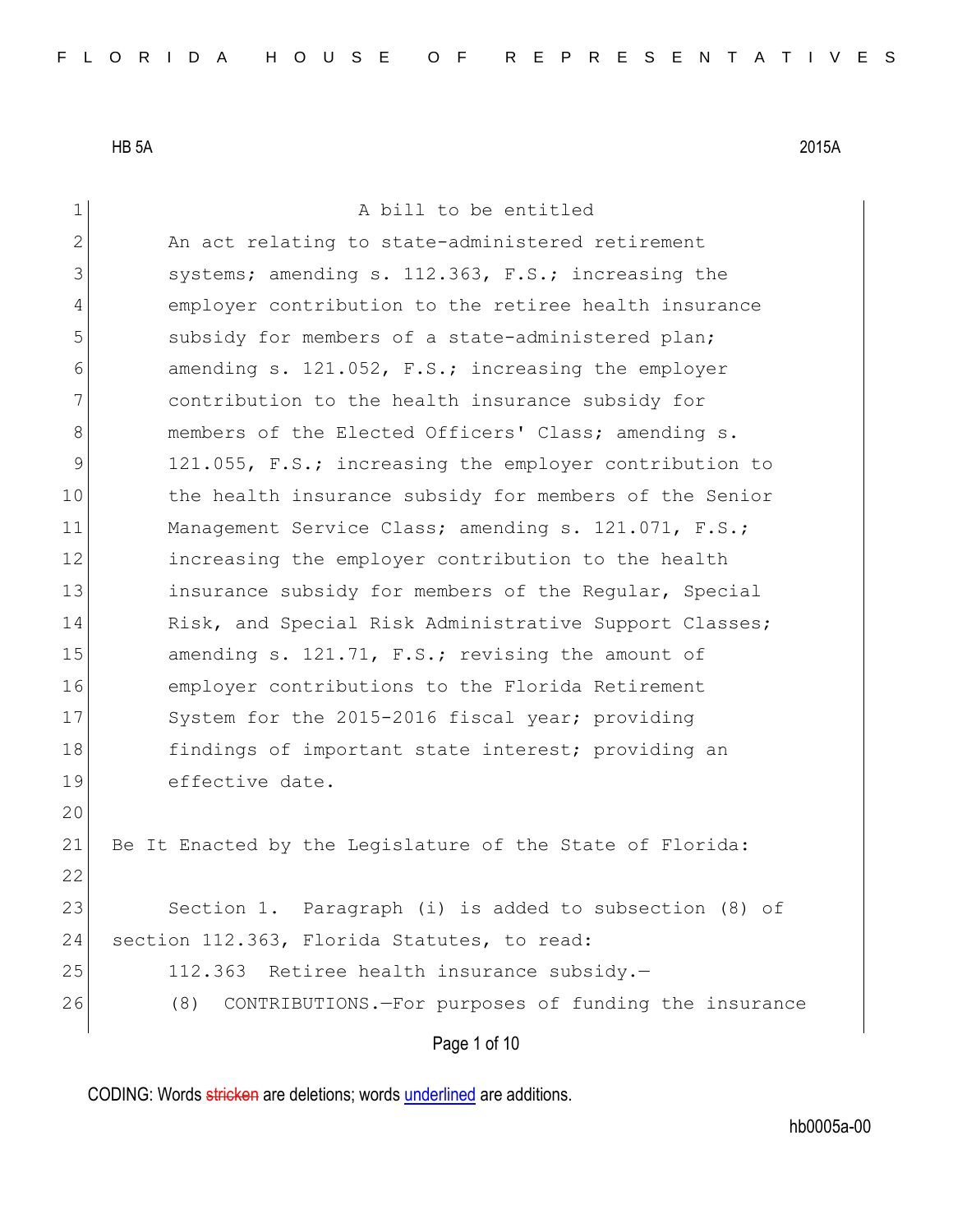HB 5A 2015A

A bill to be entitled

An act relating to state-administered retirement systems; amending s. 112.363, F.S.; increasing the employer contribution to the retiree health insurance subsidy for members of a state-administered plan; amending s. 121.052, F.S.; increasing the employer contribution to the health insurance subsidy for members of the Elected Officers' Class; amending s. 121.055, F.S.; increasing the employer contribution to the health insurance subsidy for members of the Senior Management Service Class; amending s. 121.071, F.S.; increasing the employer contribution to the health insurance subsidy for members of the Regular, Special Risk, and Special Risk Administrative Support Classes; amending s. 121.71, F.S.; revising the amount of employer contributions to the Florida Retirement System for the 2015-2016 fiscal year; providing findings of important state interest; providing an effective date.

Be It Enacted by the Legislature of the State of Florida:

Section 1. Paragraph (i) is added to subsection (8) of section 112.363, Florida Statutes, to read:

112.363 Retiree health insurance subsidy.—

(8) CONTRIBUTIONS.—For purposes of funding the insurance

CODING: Words stricken are deletions; words underlined are additions.

hb0005a-00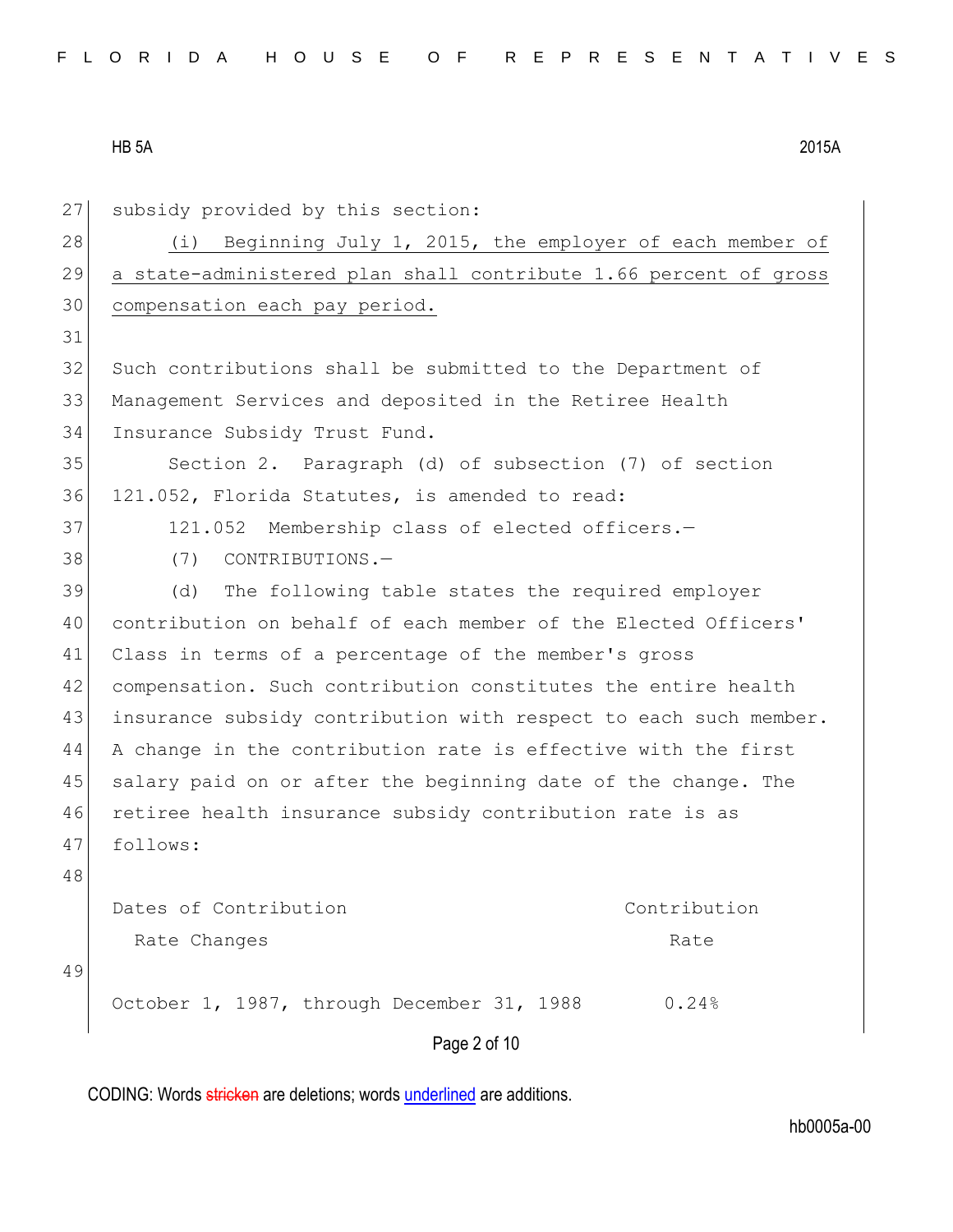subsidy provided by this section:

<u>(i) Beginning July 1, 2015, the employer of each member of a state-administered plan shall contribute 1.66 percent of gross compensation each pay period.</u>

Such contributions shall be submitted to the Department of Management Services and deposited in the Retiree Health Insurance Subsidy Trust Fund.

Section 2. Paragraph (d) of subsection (7) of section 121.052, Florida Statutes, is amended to read:

121.052 Membership class of elected officers.—

(7) CONTRIBUTIONS.—

(d) The following table states the required employer contribution on behalf of each member of the Elected Officers' Class in terms of a percentage of the member's gross compensation. Such contribution constitutes the entire health insurance subsidy contribution with respect to each such member. A change in the contribution rate is effective with the first salary paid on or after the beginning date of the change. The retiree health insurance subsidy contribution rate is as follows:

| Dates of Contribution Rate Changes | Contribution Rate |
|---|---|
| October 1, 1987, through December 31, 1988 | 0.24% |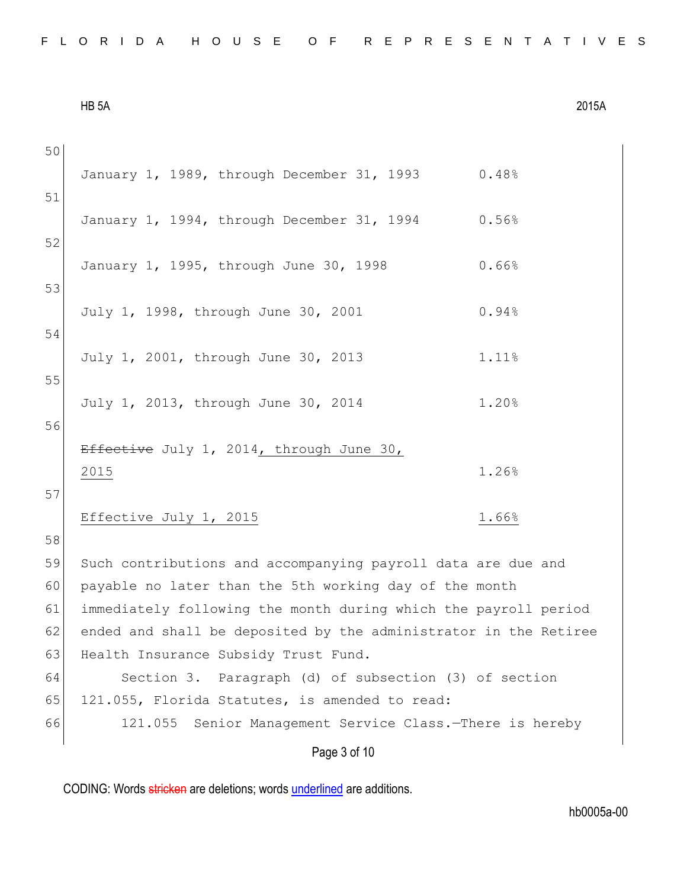| | |
|---|---|
| January 1, 1989, through December 31, 1993 | 0.48% |
| January 1, 1994, through December 31, 1994 | 0.56% |
| January 1, 1995, through June 30, 1998 | 0.66% |
| July 1, 1998, through June 30, 2001 | 0.94% |
| July 1, 2001, through June 30, 2013 | 1.11% |
| July 1, 2013, through June 30, 2014 | 1.20% |
| ~~Effective~~ July 1, 2014<u>, through June 30, 2015</u> | 1.26% |
| <u>Effective July 1, 2015</u> | <u>1.66%</u> |

Such contributions and accompanying payroll data are due and payable no later than the 5th working day of the month immediately following the month during which the payroll period ended and shall be deposited by the administrator in the Retiree Health Insurance Subsidy Trust Fund.

Section 3. Paragraph (d) of subsection (3) of section 121.055, Florida Statutes, is amended to read:

121.055 Senior Management Service Class.—There is hereby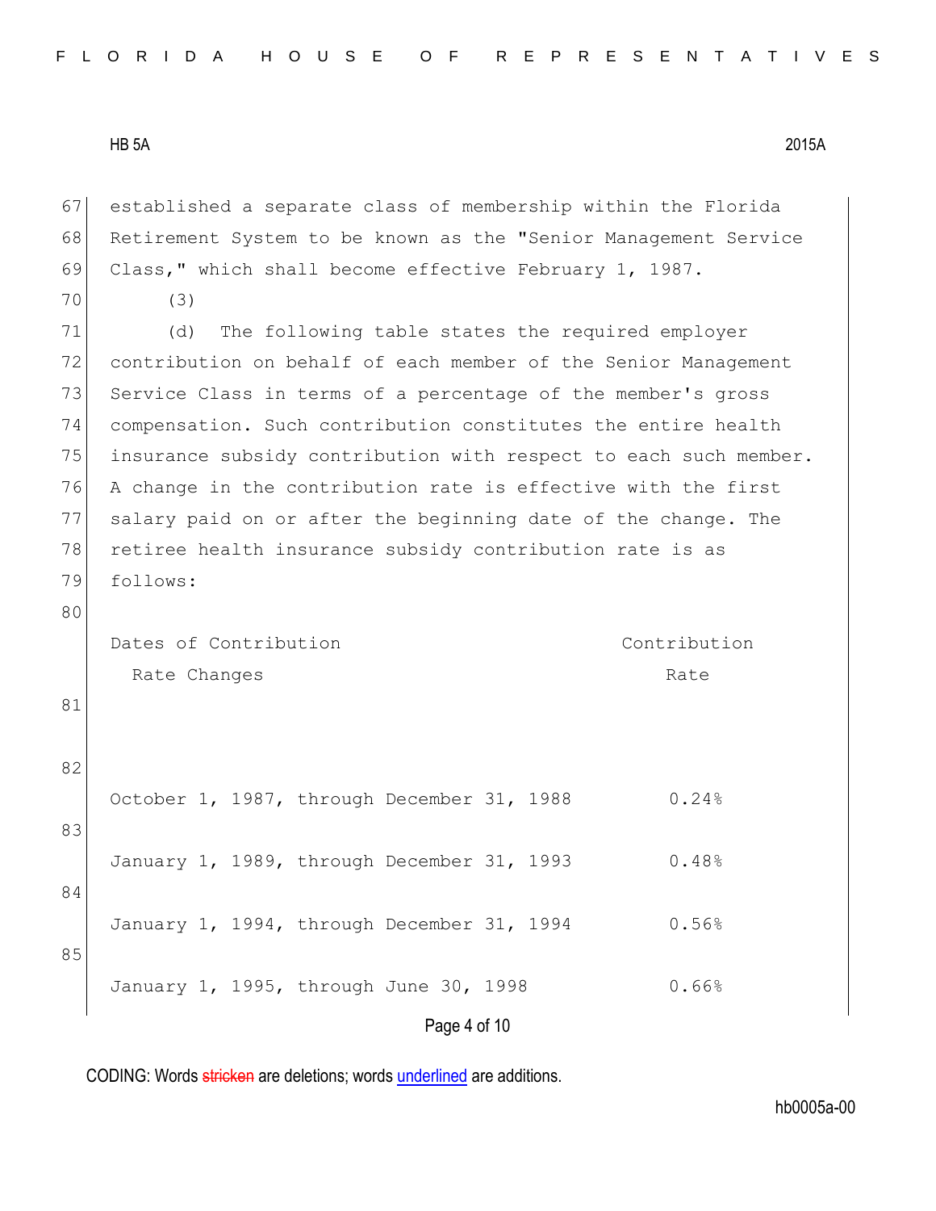established a separate class of membership within the Florida Retirement System to be known as the "Senior Management Service Class," which shall become effective February 1, 1987.

(3)

(d) The following table states the required employer contribution on behalf of each member of the Senior Management Service Class in terms of a percentage of the member's gross compensation. Such contribution constitutes the entire health insurance subsidy contribution with respect to each such member. A change in the contribution rate is effective with the first salary paid on or after the beginning date of the change. The retiree health insurance subsidy contribution rate is as follows:

| Dates of Contribution Rate Changes | Contribution Rate |
|---|---|
| October 1, 1987, through December 31, 1988 | 0.24% |
| January 1, 1989, through December 31, 1993 | 0.48% |
| January 1, 1994, through December 31, 1994 | 0.56% |
| January 1, 1995, through June 30, 1998 | 0.66% |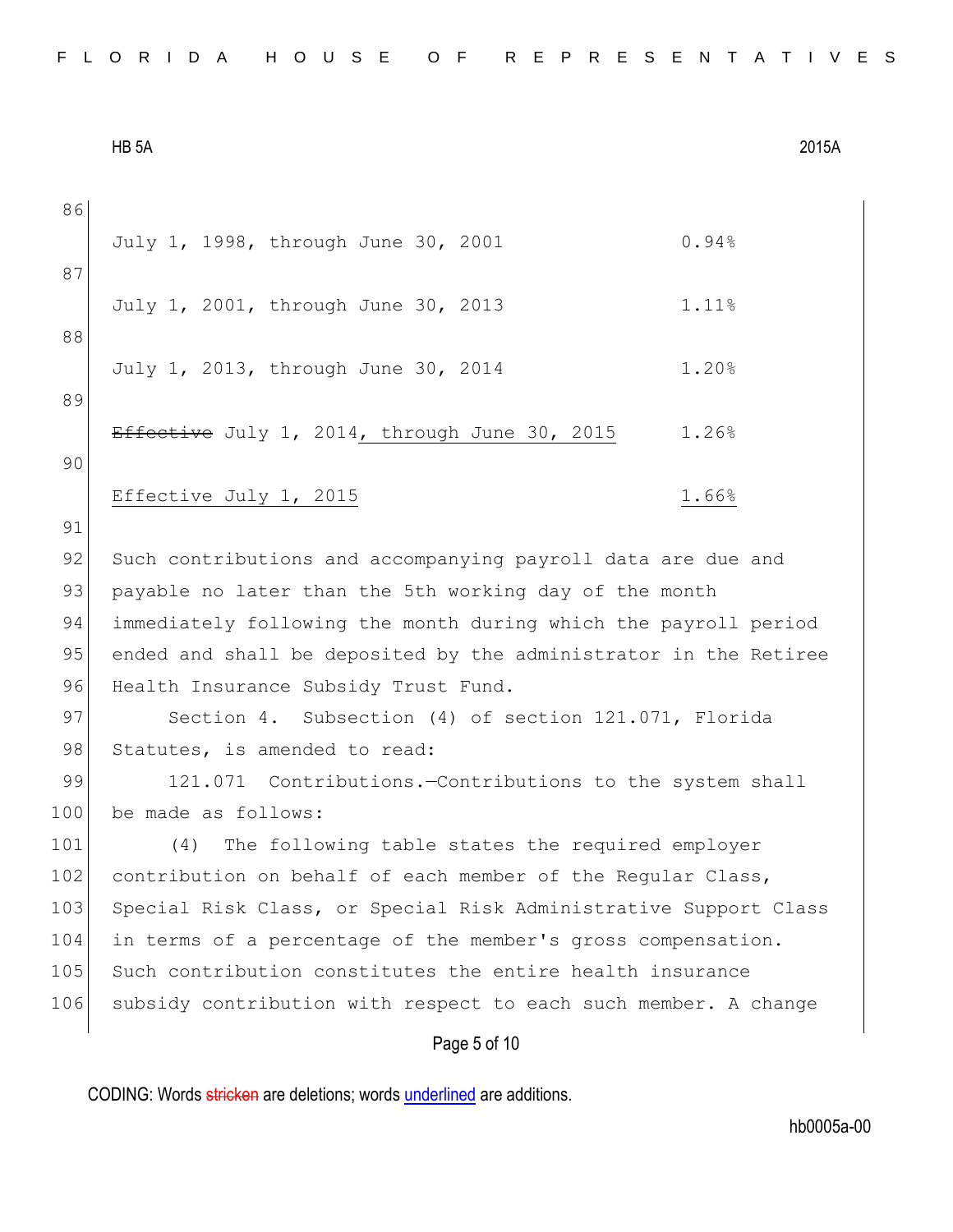| | |
|---|---|
| July 1, 1998, through June 30, 2001 | 0.94% |
| July 1, 2001, through June 30, 2013 | 1.11% |
| July 1, 2013, through June 30, 2014 | 1.20% |
| ~~Effective~~ July 1, 2014<u>, through June 30, 2015</u> | 1.26% |
| <u>Effective July 1, 2015</u> | <u>1.66%</u> |

Such contributions and accompanying payroll data are due and payable no later than the 5th working day of the month immediately following the month during which the payroll period ended and shall be deposited by the administrator in the Retiree Health Insurance Subsidy Trust Fund.

Section 4. Subsection (4) of section 121.071, Florida Statutes, is amended to read:

121.071 Contributions.—Contributions to the system shall be made as follows:

(4) The following table states the required employer contribution on behalf of each member of the Regular Class, Special Risk Class, or Special Risk Administrative Support Class in terms of a percentage of the member's gross compensation. Such contribution constitutes the entire health insurance subsidy contribution with respect to each such member. A change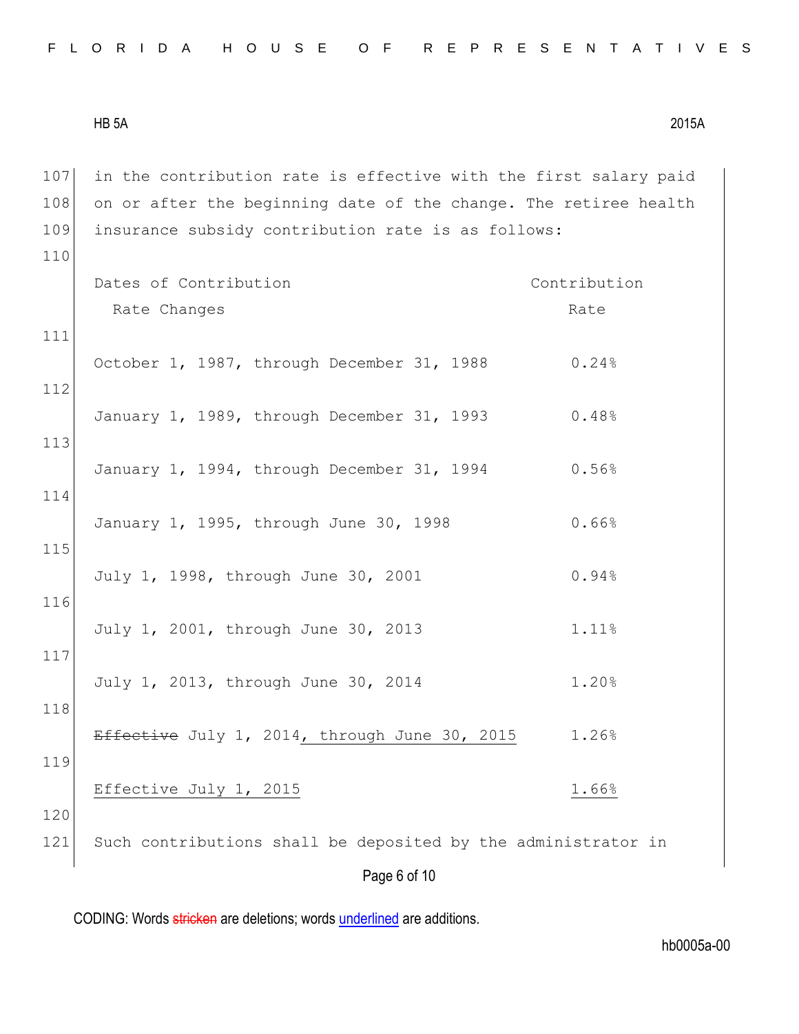107 in the contribution rate is effective with the first salary paid
108 on or after the beginning date of the change. The retiree health
109 insurance subsidy contribution rate is as follows:

110

| Dates of Contribution Rate Changes | Contribution Rate |
|---|---|
| 111 | |
| October 1, 1987, through December 31, 1988 | 0.24% |
| 112 | |
| January 1, 1989, through December 31, 1993 | 0.48% |
| 113 | |
| January 1, 1994, through December 31, 1994 | 0.56% |
| 114 | |
| January 1, 1995, through June 30, 1998 | 0.66% |
| 115 | |
| July 1, 1998, through June 30, 2001 | 0.94% |
| 116 | |
| July 1, 2001, through June 30, 2013 | 1.11% |
| 117 | |
| July 1, 2013, through June 30, 2014 | 1.20% |
| 118 | |
| ~~Effective~~ July 1, 2014<u>, through June 30, 2015</u> | 1.26% |
| 119 | |
| <u>Effective July 1, 2015</u> | <u>1.66%</u> |

120

121 Such contributions shall be deposited by the administrator in

CODING: Words ~~stricken~~ are deletions; words <u>underlined</u> are additions.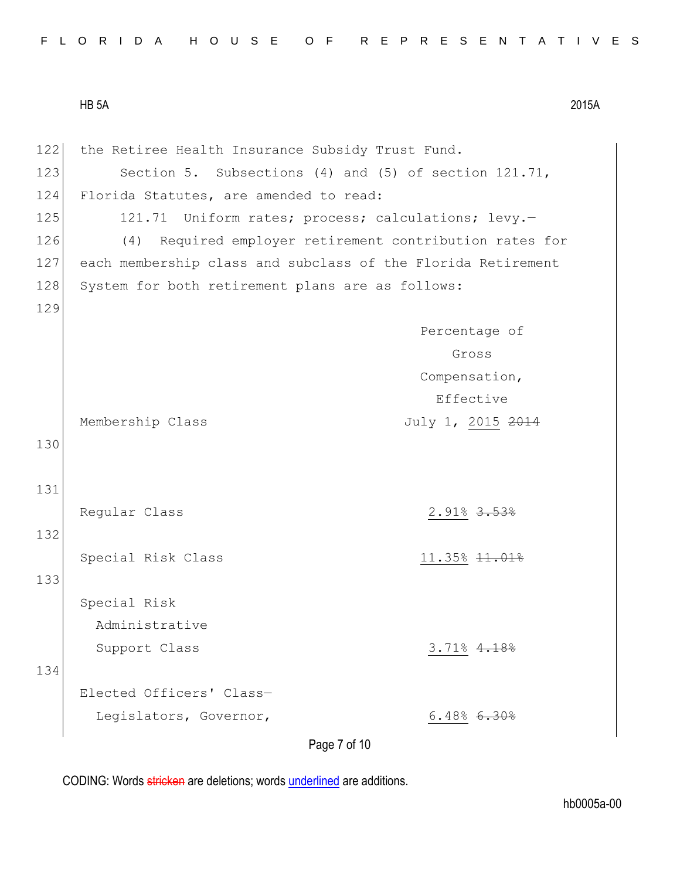the Retiree Health Insurance Subsidy Trust Fund.

Section 5. Subsections (4) and (5) of section 121.71, Florida Statutes, are amended to read:

121.71 Uniform rates; process; calculations; levy.—

(4) Required employer retirement contribution rates for each membership class and subclass of the Florida Retirement System for both retirement plans are as follows:

| Membership Class | Percentage of Gross Compensation, Effective July 1, 2015 ~~2014~~ |
|---|---|
| Regular Class | 2.91% ~~3.53%~~ |
| Special Risk Class | 11.35% ~~11.01%~~ |
| Special Risk Administrative Support Class | 3.71% ~~4.18%~~ |
| Elected Officers' Class— Legislators, Governor, | 6.48% ~~6.30%~~ |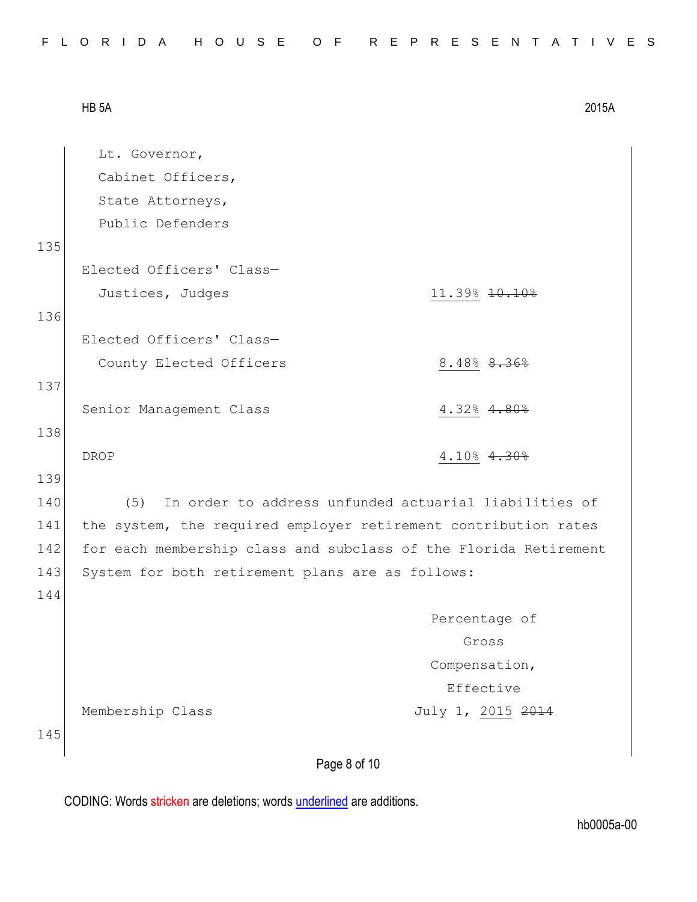Lt. Governor,
Cabinet Officers,
State Attorneys,
Public Defenders

| | |
|---|---|
| Elected Officers' Class—Justices, Judges | 11.39% ~~10.10%~~ |
| Elected Officers' Class—County Elected Officers | 8.48% ~~8.36%~~ |
| Senior Management Class | 4.32% ~~4.80%~~ |
| DROP | 4.10% ~~4.30%~~ |

(5) In order to address unfunded actuarial liabilities of the system, the required employer retirement contribution rates for each membership class and subclass of the Florida Retirement System for both retirement plans are as follows:

| Membership Class | Percentage of Gross Compensation, Effective July 1, 2015 ~~2014~~ |
|---|---|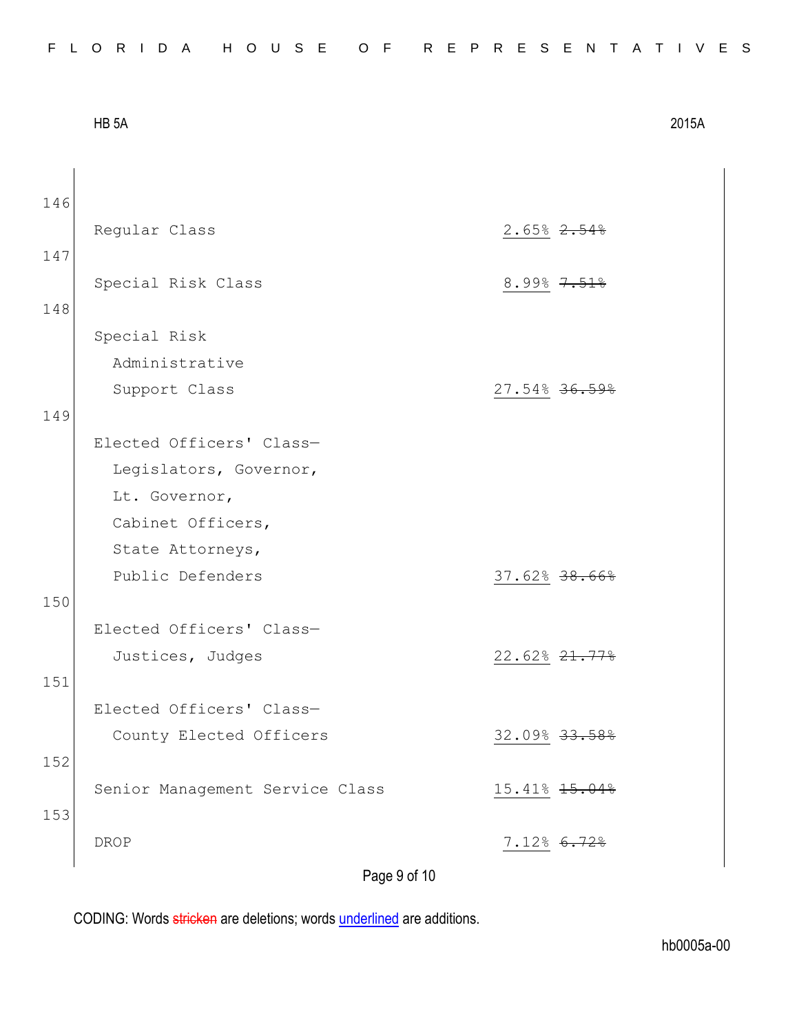146

| Class | Rate |
|---|---|
| Regular Class | 2.65% ~~2.54%~~ |
| Special Risk Class | 8.99% ~~7.51%~~ |
| Special Risk Administrative Support Class | 27.54% ~~36.59%~~ |
| Elected Officers' Class—Legislators, Governor, Lt. Governor, Cabinet Officers, State Attorneys, Public Defenders | 37.62% ~~38.66%~~ |
| Elected Officers' Class—Justices, Judges | 22.62% ~~21.77%~~ |
| Elected Officers' Class—County Elected Officers | 32.09% ~~33.58%~~ |
| Senior Management Service Class | 15.41% ~~15.04%~~ |
| DROP | 7.12% ~~6.72%~~ |

CODING: Words ~~stricken~~ are deletions; words underlined are additions.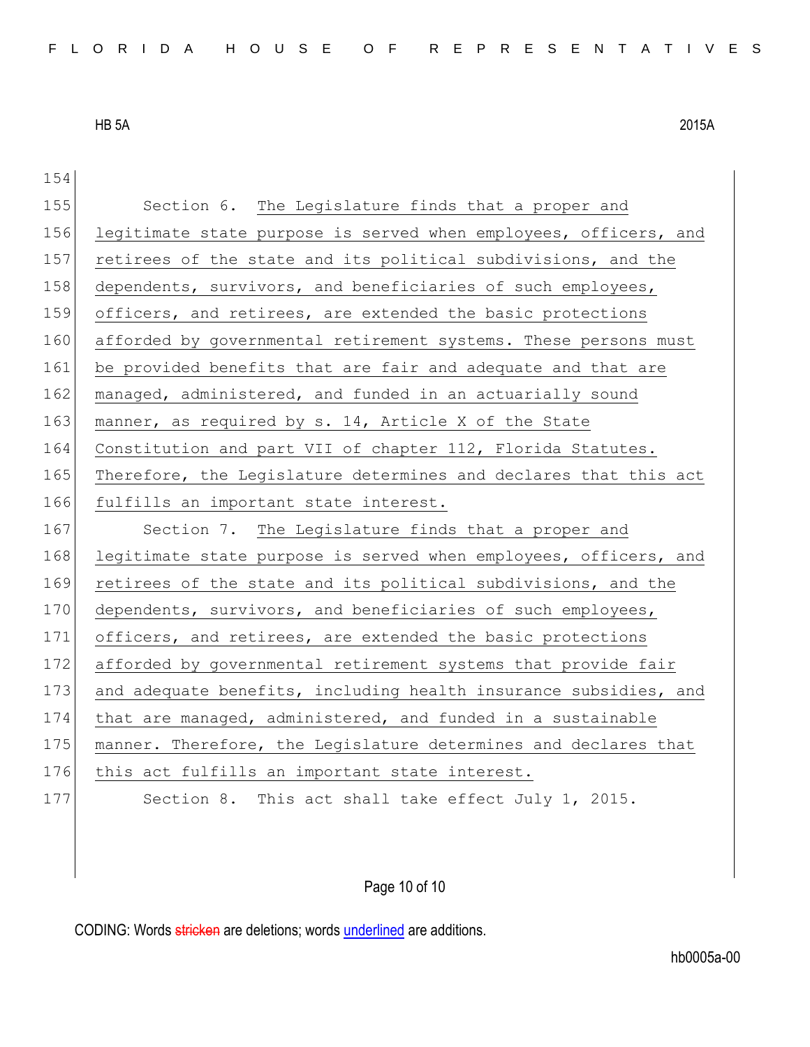Section 6. The Legislature finds that a proper and legitimate state purpose is served when employees, officers, and retirees of the state and its political subdivisions, and the dependents, survivors, and beneficiaries of such employees, officers, and retirees, are extended the basic protections afforded by governmental retirement systems. These persons must be provided benefits that are fair and adequate and that are managed, administered, and funded in an actuarially sound manner, as required by s. 14, Article X of the State Constitution and part VII of chapter 112, Florida Statutes. Therefore, the Legislature determines and declares that this act fulfills an important state interest.

Section 7. The Legislature finds that a proper and legitimate state purpose is served when employees, officers, and retirees of the state and its political subdivisions, and the dependents, survivors, and beneficiaries of such employees, officers, and retirees, are extended the basic protections afforded by governmental retirement systems that provide fair and adequate benefits, including health insurance subsidies, and that are managed, administered, and funded in a sustainable manner. Therefore, the Legislature determines and declares that this act fulfills an important state interest.

Section 8. This act shall take effect July 1, 2015.

CODING: Words stricken are deletions; words underlined are additions.